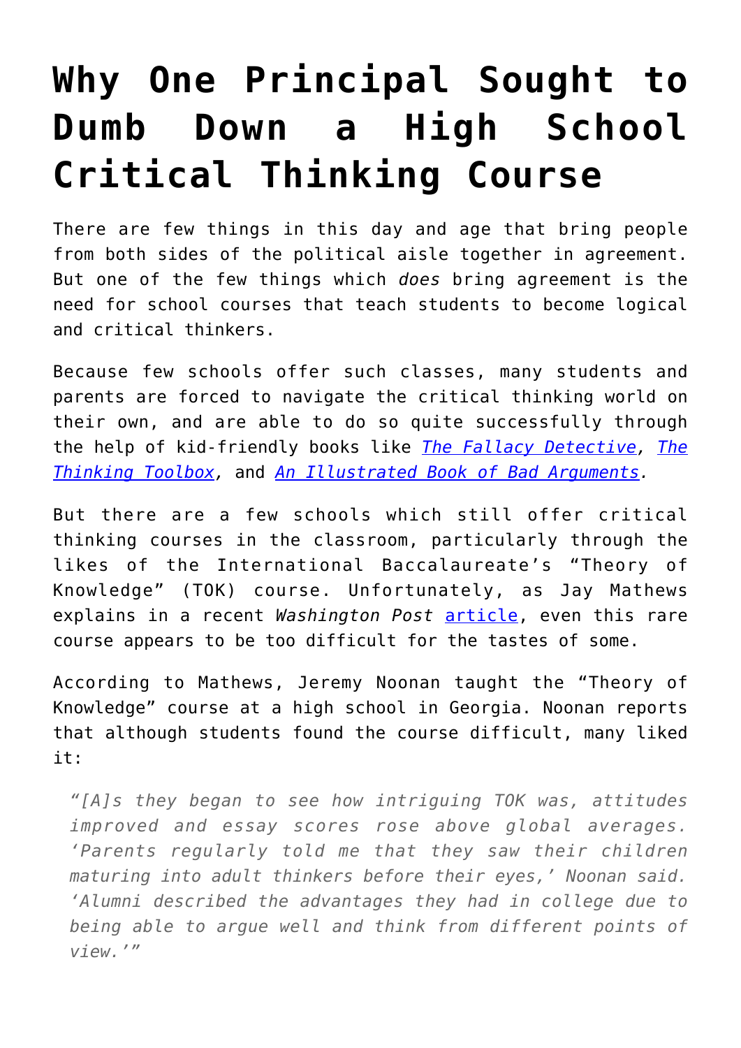# Why One Principal Sought to Dumb Down a High School Critical Thinking Course

There are few things in this day and age that bring people from both sides of the political aisle together in agreement. But one of the few things which *does* bring agreement is the need for school courses that teach students to become logical and critical thinkers.

Because few schools offer such classes, many students and parents are forced to navigate the critical thinking world on their own, and are able to do so quite successfully through the help of kid-friendly books like *The Fallacy Detective*, *The Thinking Toolbox*, and *An Illustrated Book of Bad Arguments*.

But there are a few schools which still offer critical thinking courses in the classroom, particularly through the likes of the International Baccalaureate's "Theory of Knowledge" (TOK) course. Unfortunately, as Jay Mathews explains in a recent *Washington Post* article, even this rare course appears to be too difficult for the tastes of some.

According to Mathews, Jeremy Noonan taught the "Theory of Knowledge" course at a high school in Georgia. Noonan reports that although students found the course difficult, many liked it:

> *"[A]s they began to see how intriguing TOK was, attitudes improved and essay scores rose above global averages. 'Parents regularly told me that they saw their children maturing into adult thinkers before their eyes,' Noonan said. 'Alumni described the advantages they had in college due to being able to argue well and think from different points of view.'"*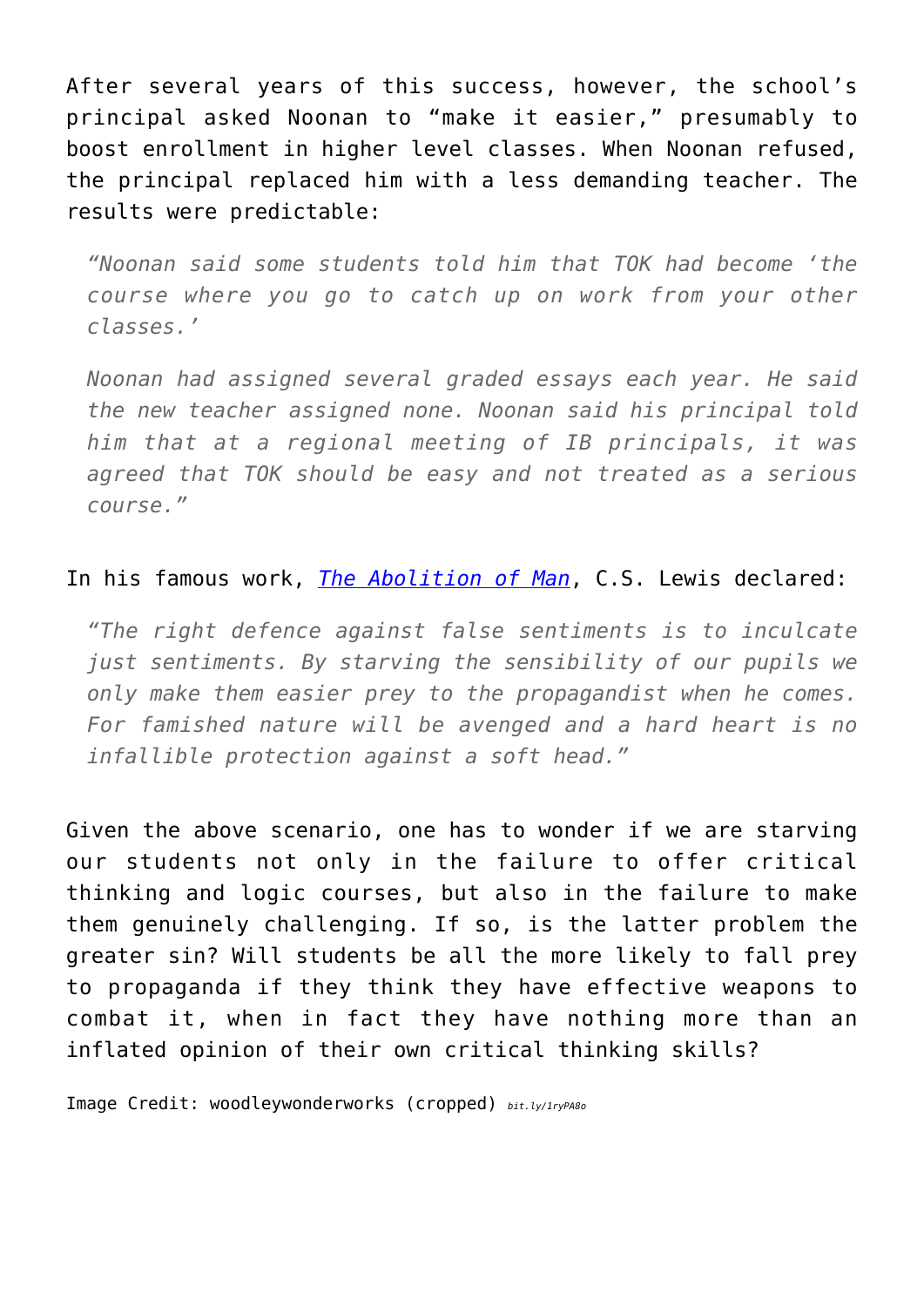After several years of this success, however, the school's principal asked Noonan to "make it easier," presumably to boost enrollment in higher level classes. When Noonan refused, the principal replaced him with a less demanding teacher. The results were predictable:

> *"Noonan said some students told him that TOK had become 'the course where you go to catch up on work from your other classes.'*
>
> *Noonan had assigned several graded essays each year. He said the new teacher assigned none. Noonan said his principal told him that at a regional meeting of IB principals, it was agreed that TOK should be easy and not treated as a serious course."*

In his famous work, *The Abolition of Man*, C.S. Lewis declared:

> *"The right defence against false sentiments is to inculcate just sentiments. By starving the sensibility of our pupils we only make them easier prey to the propagandist when he comes. For famished nature will be avenged and a hard heart is no infallible protection against a soft head."*

Given the above scenario, one has to wonder if we are starving our students not only in the failure to offer critical thinking and logic courses, but also in the failure to make them genuinely challenging. If so, is the latter problem the greater sin? Will students be all the more likely to fall prey to propaganda if they think they have effective weapons to combat it, when in fact they have nothing more than an inflated opinion of their own critical thinking skills?

Image Credit: woodleywonderworks (cropped) *bit.ly/1ryPA8o*